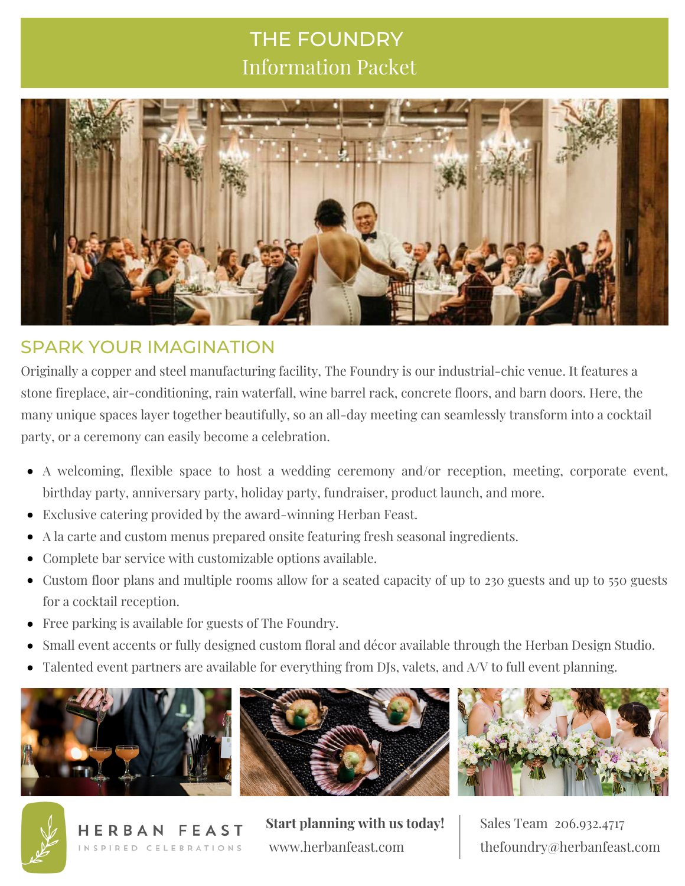# THE FOUNDRY
## Information Packet

## SPARK YOUR IMAGINATION

Originally a copper and steel manufacturing facility, The Foundry is our industrial-chic venue. It features a stone fireplace, air-conditioning, rain waterfall, wine barrel rack, concrete floors, and barn doors. Here, the many unique spaces layer together beautifully, so an all-day meeting can seamlessly transform into a cocktail party, or a ceremony can easily become a celebration.

- A welcoming, flexible space to host a wedding ceremony and/or reception, meeting, corporate event, birthday party, anniversary party, holiday party, fundraiser, product launch, and more.
- Exclusive catering provided by the award-winning Herban Feast.
- A la carte and custom menus prepared onsite featuring fresh seasonal ingredients.
- Complete bar service with customizable options available.
- Custom floor plans and multiple rooms allow for a seated capacity of up to 230 guests and up to 550 guests for a cocktail reception.
- Free parking is available for guests of The Foundry.
- Small event accents or fully designed custom floral and décor available through the Herban Design Studio.
- Talented event partners are available for everything from DJs, valets, and A/V to full event planning.

HERBAN FEAST
INSPIRED CELEBRATIONS

**Start planning with us today!**
www.herbanfeast.com

Sales Team 206.932.4717
thefoundry@herbanfeast.com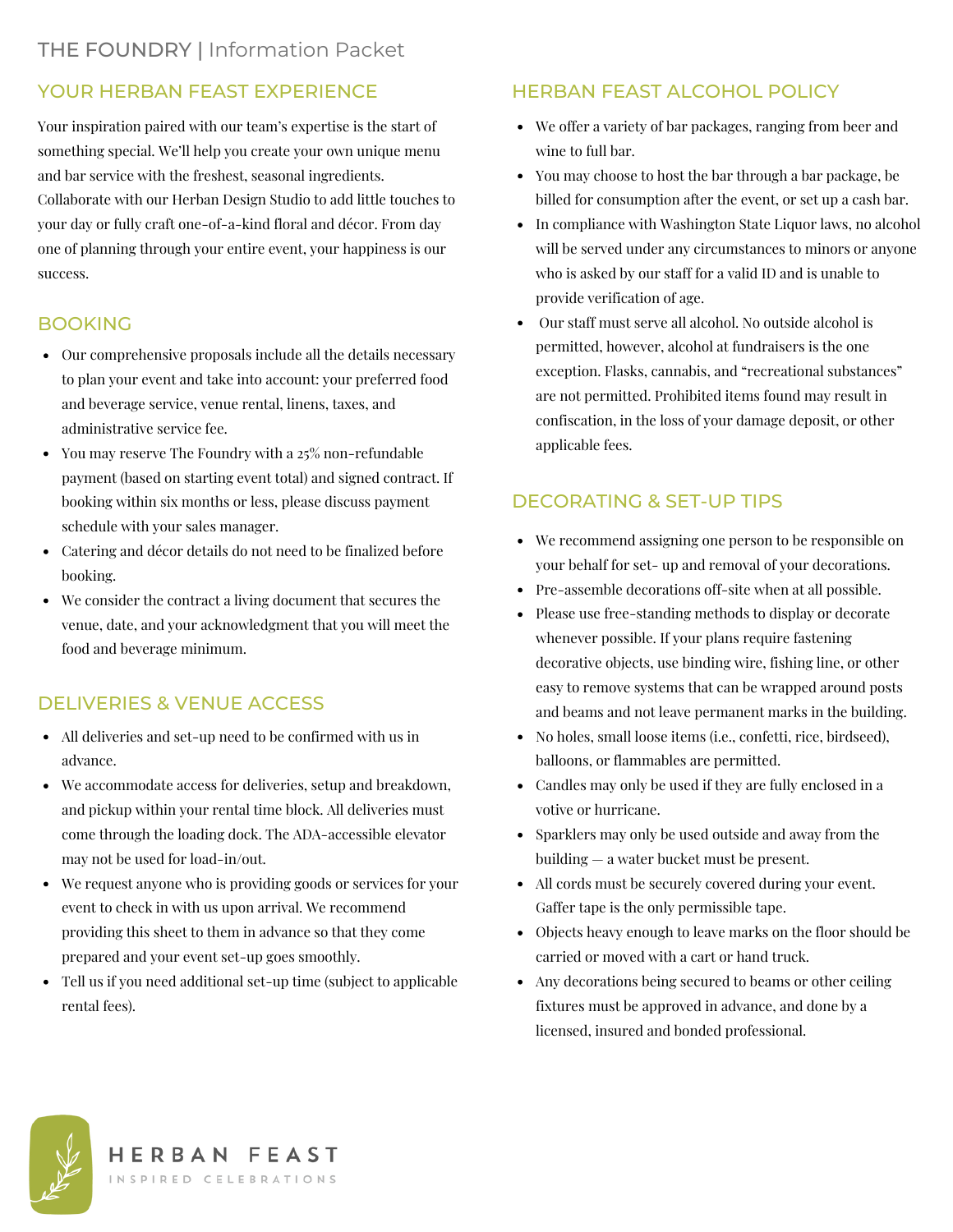# THE FOUNDRY | Information Packet

## YOUR HERBAN FEAST EXPERIENCE

Your inspiration paired with our team's expertise is the start of something special. We'll help you create your own unique menu and bar service with the freshest, seasonal ingredients. Collaborate with our Herban Design Studio to add little touches to your day or fully craft one-of-a-kind floral and décor. From day one of planning through your entire event, your happiness is our success.

## BOOKING

- Our comprehensive proposals include all the details necessary to plan your event and take into account: your preferred food and beverage service, venue rental, linens, taxes, and administrative service fee.
- You may reserve The Foundry with a 25% non-refundable payment (based on starting event total) and signed contract. If booking within six months or less, please discuss payment schedule with your sales manager.
- Catering and décor details do not need to be finalized before booking.
- We consider the contract a living document that secures the venue, date, and your acknowledgment that you will meet the food and beverage minimum.

## DELIVERIES & VENUE ACCESS

- All deliveries and set-up need to be confirmed with us in advance.
- We accommodate access for deliveries, setup and breakdown, and pickup within your rental time block. All deliveries must come through the loading dock. The ADA-accessible elevator may not be used for load-in/out.
- We request anyone who is providing goods or services for your event to check in with us upon arrival. We recommend providing this sheet to them in advance so that they come prepared and your event set-up goes smoothly.
- Tell us if you need additional set-up time (subject to applicable rental fees).

## HERBAN FEAST ALCOHOL POLICY

- We offer a variety of bar packages, ranging from beer and wine to full bar.
- You may choose to host the bar through a bar package, be billed for consumption after the event, or set up a cash bar.
- In compliance with Washington State Liquor laws, no alcohol will be served under any circumstances to minors or anyone who is asked by our staff for a valid ID and is unable to provide verification of age.
- Our staff must serve all alcohol. No outside alcohol is permitted, however, alcohol at fundraisers is the one exception. Flasks, cannabis, and "recreational substances" are not permitted. Prohibited items found may result in confiscation, in the loss of your damage deposit, or other applicable fees.

## DECORATING & SET-UP TIPS

- We recommend assigning one person to be responsible on your behalf for set- up and removal of your decorations.
- Pre-assemble decorations off-site when at all possible.
- Please use free-standing methods to display or decorate whenever possible. If your plans require fastening decorative objects, use binding wire, fishing line, or other easy to remove systems that can be wrapped around posts and beams and not leave permanent marks in the building.
- No holes, small loose items (i.e., confetti, rice, birdseed), balloons, or flammables are permitted.
- Candles may only be used if they are fully enclosed in a votive or hurricane.
- Sparklers may only be used outside and away from the building — a water bucket must be present.
- All cords must be securely covered during your event. Gaffer tape is the only permissible tape.
- Objects heavy enough to leave marks on the floor should be carried or moved with a cart or hand truck.
- Any decorations being secured to beams or other ceiling fixtures must be approved in advance, and done by a licensed, insured and bonded professional.

HERBAN FEAST
INSPIRED CELEBRATIONS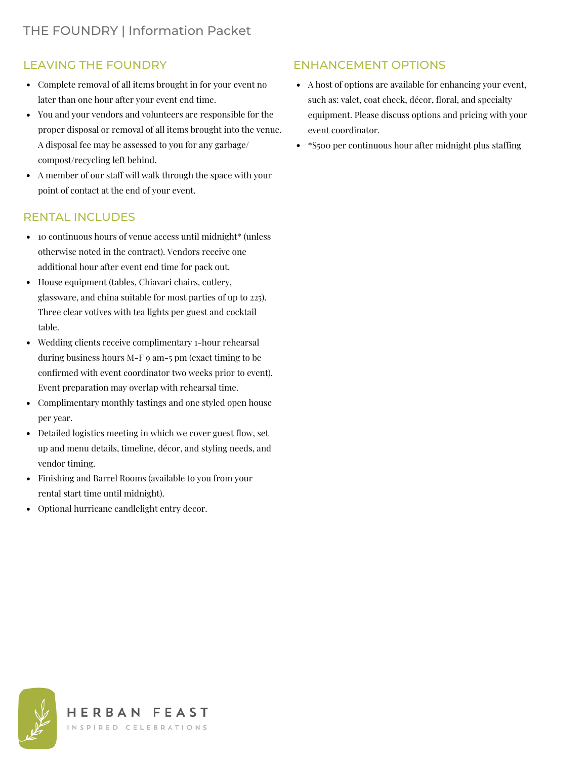## LEAVING THE FOUNDRY

- Complete removal of all items brought in for your event no later than one hour after your event end time.
- You and your vendors and volunteers are responsible for the proper disposal or removal of all items brought into the venue. A disposal fee may be assessed to you for any garbage/compost/recycling left behind.
- A member of our staff will walk through the space with your point of contact at the end of your event.

## RENTAL INCLUDES

- 10 continuous hours of venue access until midnight* (unless otherwise noted in the contract). Vendors receive one additional hour after event end time for pack out.
- House equipment (tables, Chiavari chairs, cutlery, glassware, and china suitable for most parties of up to 225). Three clear votives with tea lights per guest and cocktail table.
- Wedding clients receive complimentary 1-hour rehearsal during business hours M-F 9 am-5 pm (exact timing to be confirmed with event coordinator two weeks prior to event). Event preparation may overlap with rehearsal time.
- Complimentary monthly tastings and one styled open house per year.
- Detailed logistics meeting in which we cover guest flow, set up and menu details, timeline, décor, and styling needs, and vendor timing.
- Finishing and Barrel Rooms (available to you from your rental start time until midnight).
- Optional hurricane candlelight entry decor.

## ENHANCEMENT OPTIONS

- A host of options are available for enhancing your event, such as: valet, coat check, décor, floral, and specialty equipment. Please discuss options and pricing with your event coordinator.
- *$500 per continuous hour after midnight plus staffing

HERBAN FEAST
INSPIRED CELEBRATIONS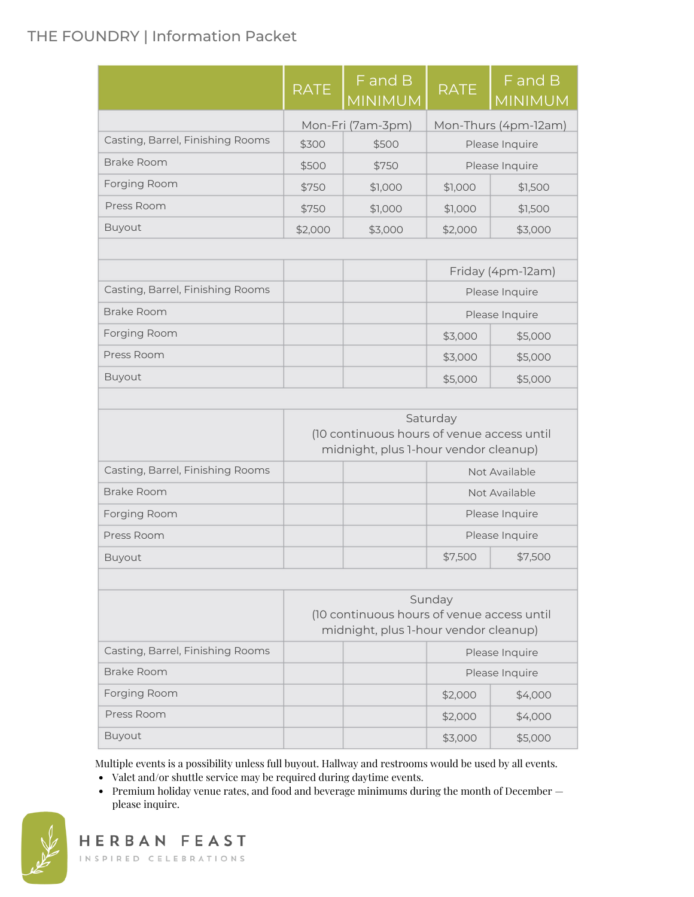THE FOUNDRY | Information Packet

| | RATE | F and B MINIMUM | RATE | F and B MINIMUM |
|---|---|---|---|---|
| | Mon-Fri (7am-3pm) | | Mon-Thurs (4pm-12am) | |
| Casting, Barrel, Finishing Rooms | $300 | $500 | Please Inquire | |
| Brake Room | $500 | $750 | Please Inquire | |
| Forging Room | $750 | $1,000 | $1,000 | $1,500 |
| Press Room | $750 | $1,000 | $1,000 | $1,500 |
| Buyout | $2,000 | $3,000 | $2,000 | $3,000 |
| | | | | |
| | | | Friday (4pm-12am) | |
| Casting, Barrel, Finishing Rooms | | | Please Inquire | |
| Brake Room | | | Please Inquire | |
| Forging Room | | | $3,000 | $5,000 |
| Press Room | | | $3,000 | $5,000 |
| Buyout | | | $5,000 | $5,000 |
| | | | | |
| | Saturday (10 continuous hours of venue access until midnight, plus 1-hour vendor cleanup) | | | |
| Casting, Barrel, Finishing Rooms | | | Not Available | |
| Brake Room | | | Not Available | |
| Forging Room | | | Please Inquire | |
| Press Room | | | Please Inquire | |
| Buyout | | | $7,500 | $7,500 |
| | | | | |
| | Sunday (10 continuous hours of venue access until midnight, plus 1-hour vendor cleanup) | | | |
| Casting, Barrel, Finishing Rooms | | | Please Inquire | |
| Brake Room | | | Please Inquire | |
| Forging Room | | | $2,000 | $4,000 |
| Press Room | | | $2,000 | $4,000 |
| Buyout | | | $3,000 | $5,000 |

Multiple events is a possibility unless full buyout. Hallway and restrooms would be used by all events.

- Valet and/or shuttle service may be required during daytime events.
- Premium holiday venue rates, and food and beverage minimums during the month of December — please inquire.

HERBAN FEAST
INSPIRED CELEBRATIONS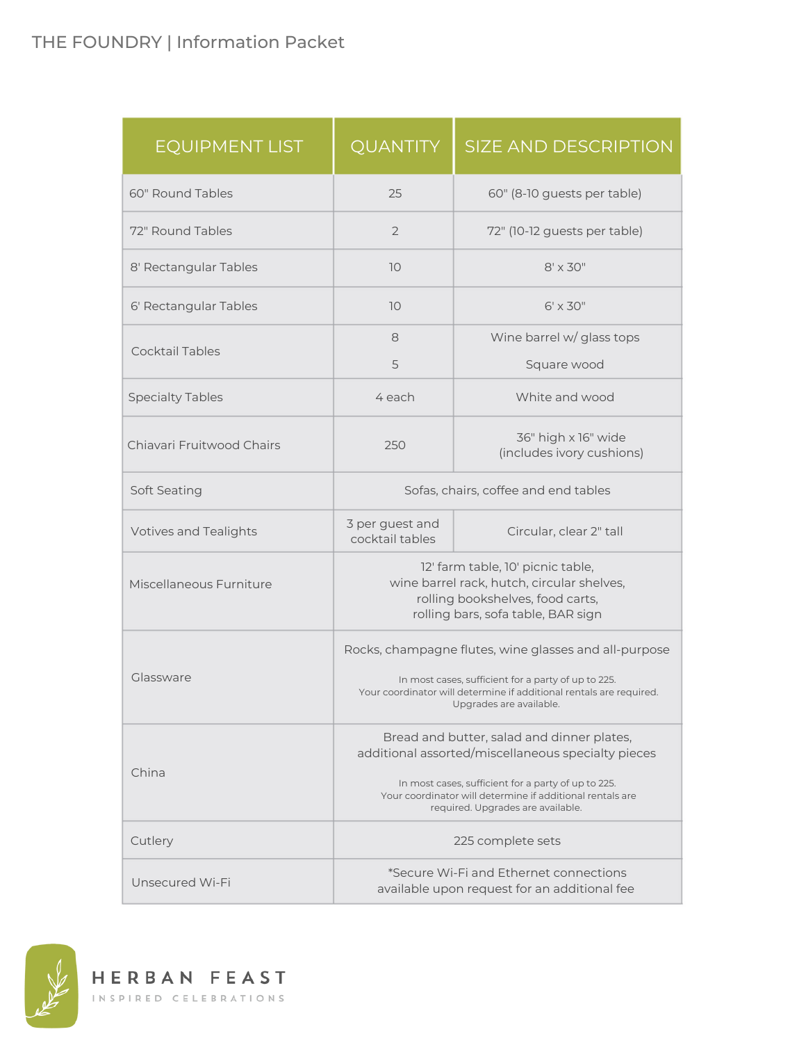| EQUIPMENT LIST | QUANTITY | SIZE AND DESCRIPTION |
|---|---|---|
| 60" Round Tables | 25 | 60" (8-10 guests per table) |
| 72" Round Tables | 2 | 72" (10-12 guests per table) |
| 8' Rectangular Tables | 10 | 8' x 30" |
| 6' Rectangular Tables | 10 | 6' x 30" |
| Cocktail Tables | 8<br>5 | Wine barrel w/ glass tops<br>Square wood |
| Specialty Tables | 4 each | White and wood |
| Chiavari Fruitwood Chairs | 250 | 36" high x 16" wide (includes ivory cushions) |
| Soft Seating | Sofas, chairs, coffee and end tables | |
| Votives and Tealights | 3 per guest and cocktail tables | Circular, clear 2" tall |
| Miscellaneous Furniture | 12' farm table, 10' picnic table, wine barrel rack, hutch, circular shelves, rolling bookshelves, food carts, rolling bars, sofa table, BAR sign | |
| Glassware | Rocks, champagne flutes, wine glasses and all-purpose<br><br>In most cases, sufficient for a party of up to 225. Your coordinator will determine if additional rentals are required. Upgrades are available. | |
| China | Bread and butter, salad and dinner plates, additional assorted/miscellaneous specialty pieces<br><br>In most cases, sufficient for a party of up to 225. Your coordinator will determine if additional rentals are required. Upgrades are available. | |
| Cutlery | 225 complete sets | |
| Unsecured Wi-Fi | *Secure Wi-Fi and Ethernet connections available upon request for an additional fee | |

HERBAN FEAST
INSPIRED CELEBRATIONS